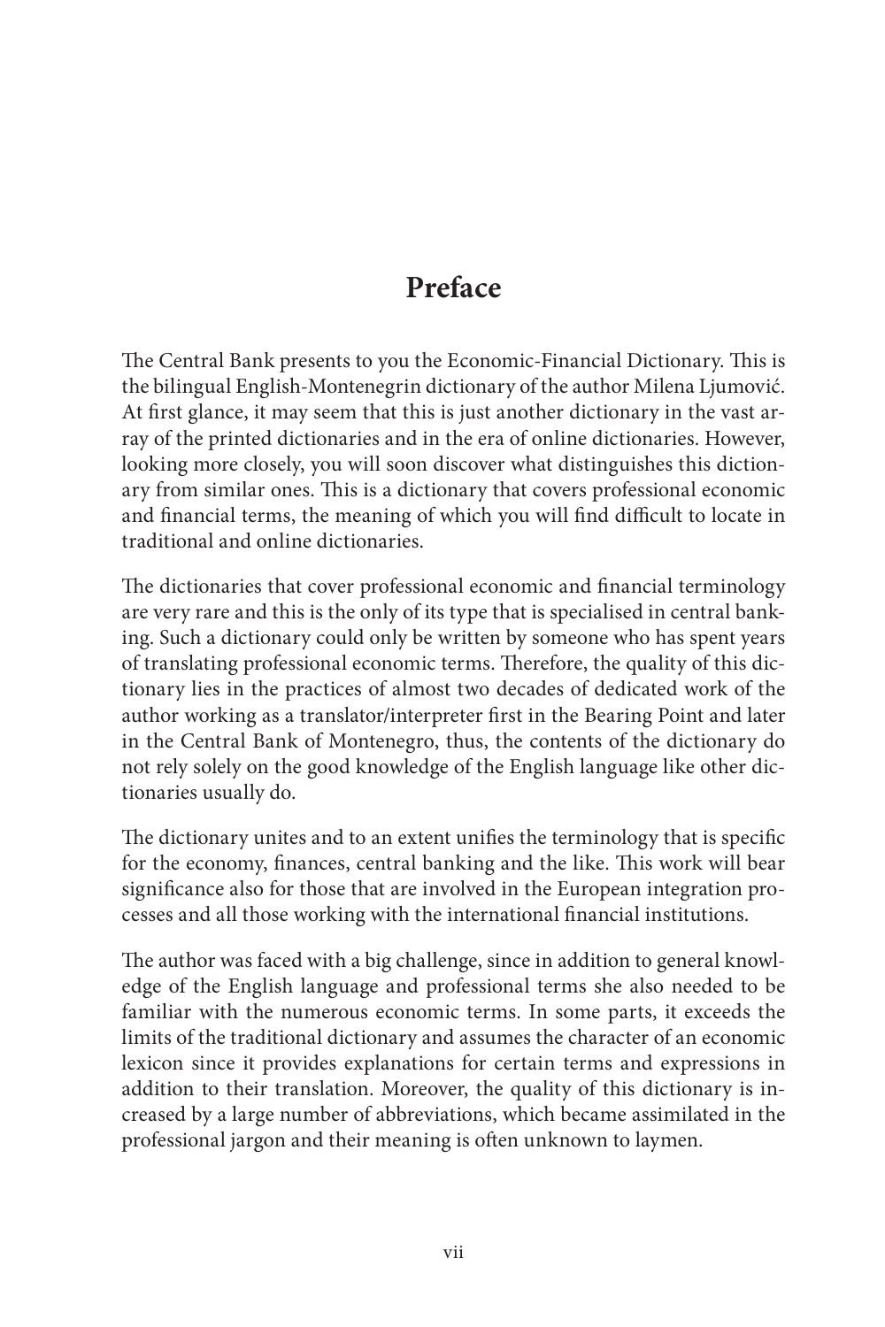# Preface

The Central Bank presents to you the Economic-Financial Dictionary. This is the bilingual English-Montenegrin dictionary of the author Milena Ljumović. At first glance, it may seem that this is just another dictionary in the vast array of the printed dictionaries and in the era of online dictionaries. However, looking more closely, you will soon discover what distinguishes this dictionary from similar ones. This is a dictionary that covers professional economic and financial terms, the meaning of which you will find difficult to locate in traditional and online dictionaries.

The dictionaries that cover professional economic and financial terminology are very rare and this is the only of its type that is specialised in central banking. Such a dictionary could only be written by someone who has spent years of translating professional economic terms. Therefore, the quality of this dictionary lies in the practices of almost two decades of dedicated work of the author working as a translator/interpreter first in the Bearing Point and later in the Central Bank of Montenegro, thus, the contents of the dictionary do not rely solely on the good knowledge of the English language like other dictionaries usually do.

The dictionary unites and to an extent unifies the terminology that is specific for the economy, finances, central banking and the like. This work will bear significance also for those that are involved in the European integration processes and all those working with the international financial institutions.

The author was faced with a big challenge, since in addition to general knowledge of the English language and professional terms she also needed to be familiar with the numerous economic terms. In some parts, it exceeds the limits of the traditional dictionary and assumes the character of an economic lexicon since it provides explanations for certain terms and expressions in addition to their translation. Moreover, the quality of this dictionary is increased by a large number of abbreviations, which became assimilated in the professional jargon and their meaning is often unknown to laymen.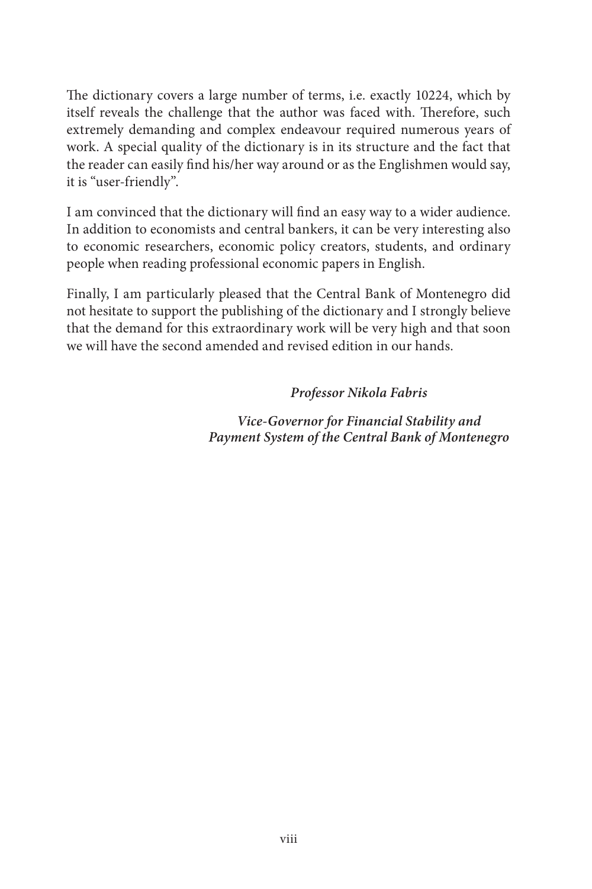The dictionary covers a large number of terms, i.e. exactly 10224, which by itself reveals the challenge that the author was faced with. Therefore, such extremely demanding and complex endeavour required numerous years of work. A special quality of the dictionary is in its structure and the fact that the reader can easily find his/her way around or as the Englishmen would say, it is "user-friendly".

I am convinced that the dictionary will find an easy way to a wider audience. In addition to economists and central bankers, it can be very interesting also to economic researchers, economic policy creators, students, and ordinary people when reading professional economic papers in English.

Finally, I am particularly pleased that the Central Bank of Montenegro did not hesitate to support the publishing of the dictionary and I strongly believe that the demand for this extraordinary work will be very high and that soon we will have the second amended and revised edition in our hands.

***Professor Nikola Fabris***

***Vice-Governor for Financial Stability and Payment System of the Central Bank of Montenegro***